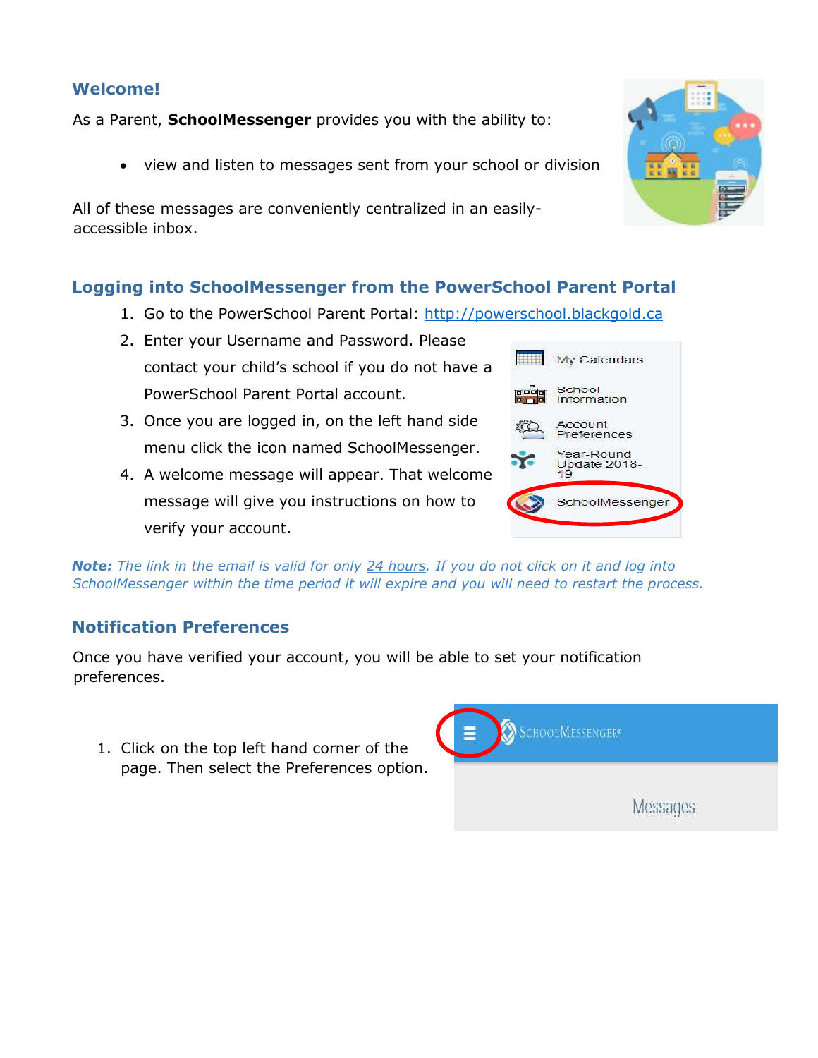## Welcome!

As a Parent, **SchoolMessenger** provides you with the ability to:

- view and listen to messages sent from your school or division

All of these messages are conveniently centralized in an easily-accessible inbox.

## Logging into SchoolMessenger from the PowerSchool Parent Portal

1. Go to the PowerSchool Parent Portal: [http://powerschool.blackgold.ca](http://powerschool.blackgold.ca)
2. Enter your Username and Password. Please contact your child's school if you do not have a PowerSchool Parent Portal account.
3. Once you are logged in, on the left hand side menu click the icon named SchoolMessenger.
4. A welcome message will appear. That welcome message will give you instructions on how to verify your account.

***Note:*** *The link in the email is valid for only 24 hours. If you do not click on it and log into SchoolMessenger within the time period it will expire and you will need to restart the process.*

## Notification Preferences

Once you have verified your account, you will be able to set your notification preferences.

1. Click on the top left hand corner of the page. Then select the Preferences option.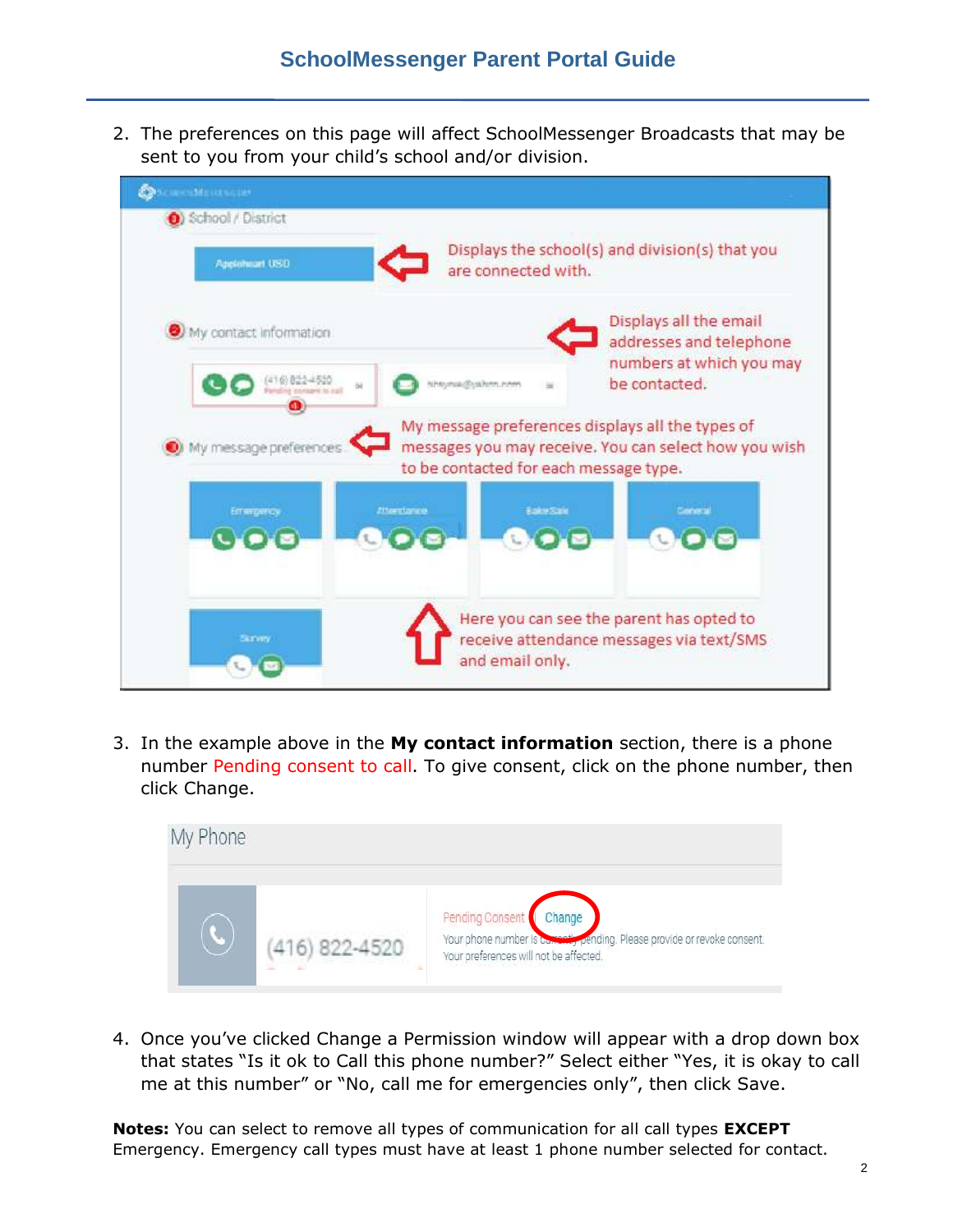2. The preferences on this page will affect SchoolMessenger Broadcasts that may be sent to you from your child's school and/or division.

3. In the example above in the **My contact information** section, there is a phone number Pending consent to call. To give consent, click on the phone number, then click Change.

4. Once you've clicked Change a Permission window will appear with a drop down box that states "Is it ok to Call this phone number?" Select either "Yes, it is okay to call me at this number" or "No, call me for emergencies only", then click Save.

**Notes:** You can select to remove all types of communication for all call types **EXCEPT** Emergency. Emergency call types must have at least 1 phone number selected for contact.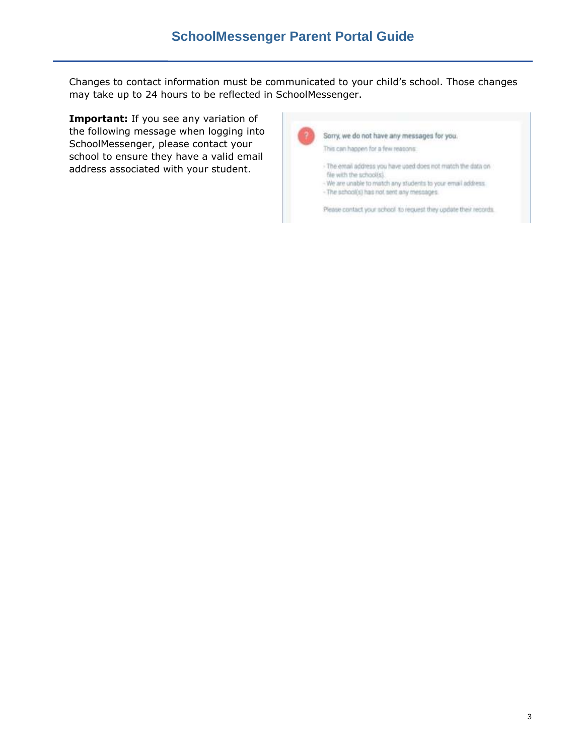Changes to contact information must be communicated to your child's school. Those changes may take up to 24 hours to be reflected in SchoolMessenger.

**Important:** If you see any variation of the following message when logging into SchoolMessenger, please contact your school to ensure they have a valid email address associated with your student.

> Sorry, we do not have any messages for you.
>
> This can happen for a few reasons:
>
> - The email address you have used does not match the data on file with the school(s).
> - We are unable to match any students to your email address.
> - The school(s) has not sent any messages.
>
> Please contact your school to request they update their records.